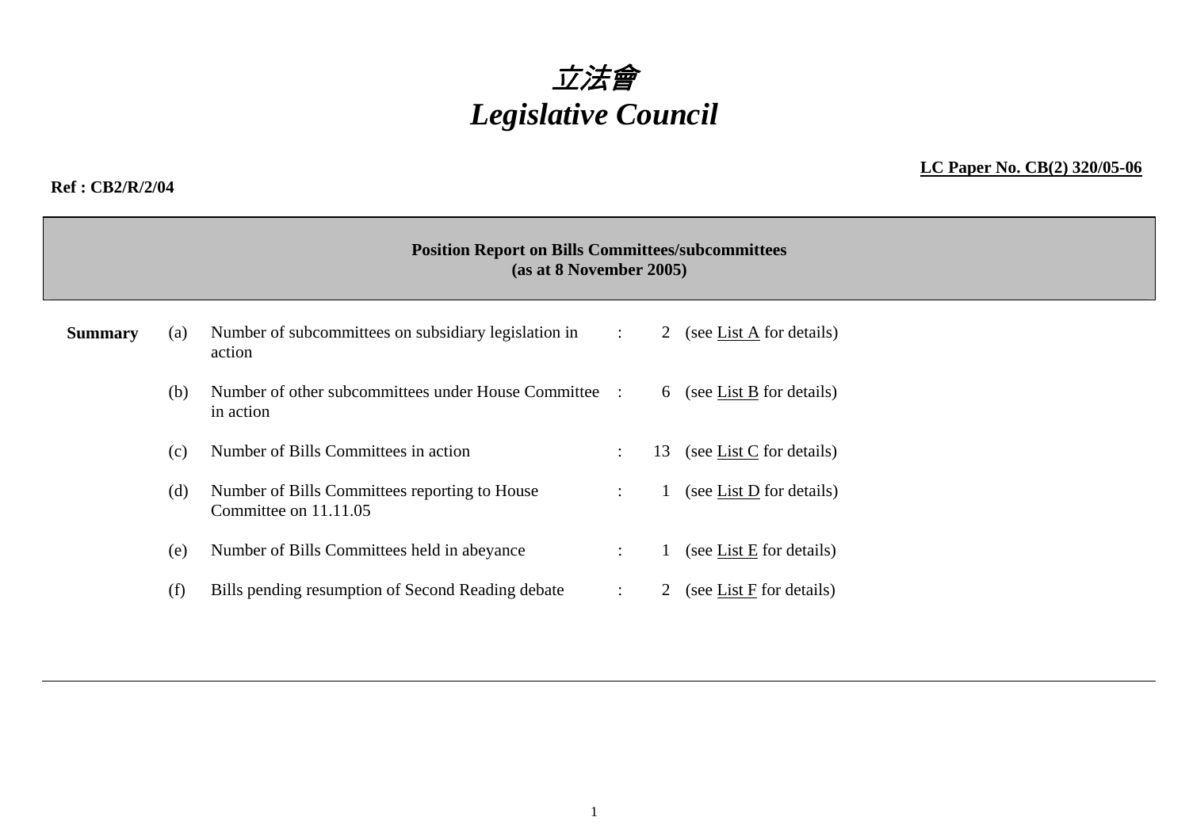# *立法會*
# *Legislative Council*

**LC Paper No. CB(2) 320/05-06**

**Ref : CB2/R/2/04**

**Position Report on Bills Committees/subcommittees**
**(as at 8 November 2005)**

| **Summary** | | | | | |
|---|---|---|---|---|---|
| | (a) | Number of subcommittees on subsidiary legislation in action | : | 2 | (see List A for details) |
| | (b) | Number of other subcommittees under House Committee in action | : | 6 | (see List B for details) |
| | (c) | Number of Bills Committees in action | : | 13 | (see List C for details) |
| | (d) | Number of Bills Committees reporting to House Committee on 11.11.05 | : | 1 | (see List D for details) |
| | (e) | Number of Bills Committees held in abeyance | : | 1 | (see List E for details) |
| | (f) | Bills pending resumption of Second Reading debate | : | 2 | (see List F for details) |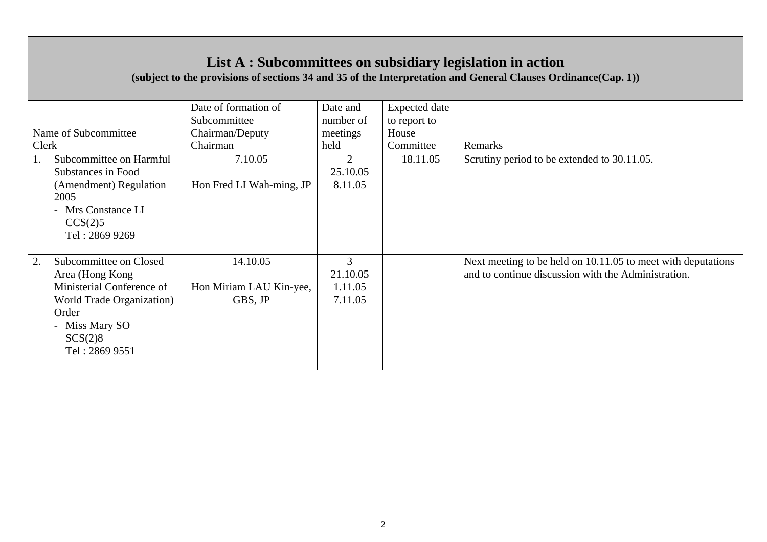## List A : Subcommittees on subsidiary legislation in action

**(subject to the provisions of sections 34 and 35 of the Interpretation and General Clauses Ordinance(Cap. 1))**

| Name of Subcommittee<br>Clerk | Date of formation of Subcommittee<br>Chairman/Deputy Chairman | Date and number of meetings held | Expected date to report to House Committee | Remarks |
|---|---|---|---|---|
| 1. Subcommittee on Harmful Substances in Food (Amendment) Regulation 2005<br>- Mrs Constance LI<br>CCS(2)5<br>Tel : 2869 9269 | 7.10.05<br><br>Hon Fred LI Wah-ming, JP | 2<br>25.10.05<br>8.11.05 | 18.11.05 | Scrutiny period to be extended to 30.11.05. |
| 2. Subcommittee on Closed Area (Hong Kong Ministerial Conference of World Trade Organization) Order<br>- Miss Mary SO<br>SCS(2)8<br>Tel : 2869 9551 | 14.10.05<br><br>Hon Miriam LAU Kin-yee, GBS, JP | 3<br>21.10.05<br>1.11.05<br>7.11.05 | | Next meeting to be held on 10.11.05 to meet with deputations and to continue discussion with the Administration. |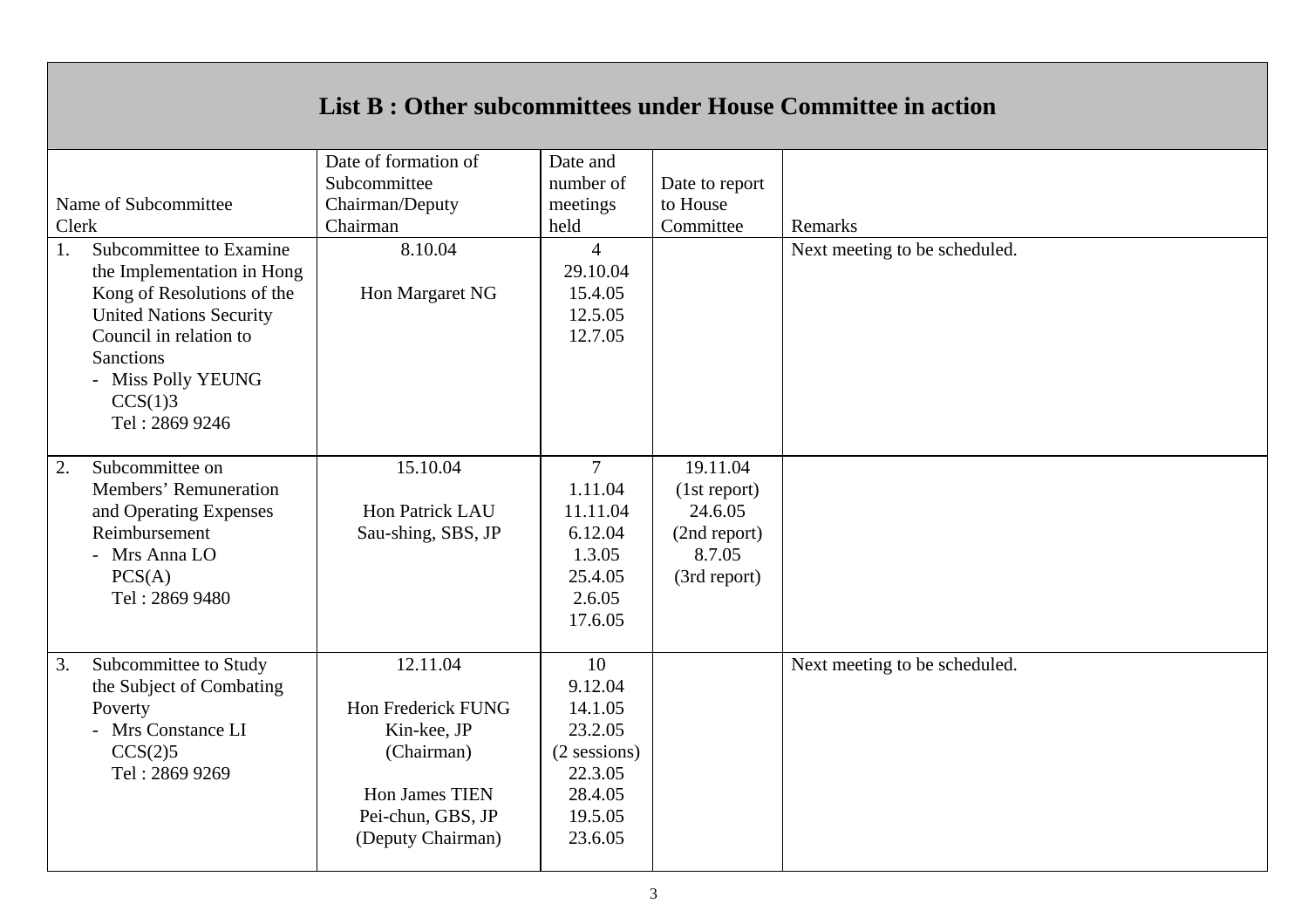## List B : Other subcommittees under House Committee in action

| Name of Subcommittee<br>Clerk | Date of formation of Subcommittee<br>Chairman/Deputy Chairman | Date and number of meetings held | Date to report to House Committee | Remarks |
|---|---|---|---|---|
| 1. Subcommittee to Examine the Implementation in Hong Kong of Resolutions of the United Nations Security Council in relation to Sanctions<br>- Miss Polly YEUNG<br>CCS(1)3<br>Tel : 2869 9246 | 8.10.04<br><br>Hon Margaret NG | 4<br>29.10.04<br>15.4.05<br>12.5.05<br>12.7.05 | | Next meeting to be scheduled. |
| 2. Subcommittee on Members' Remuneration and Operating Expenses Reimbursement<br>- Mrs Anna LO<br>PCS(A)<br>Tel : 2869 9480 | 15.10.04<br><br>Hon Patrick LAU Sau-shing, SBS, JP | 7<br>1.11.04<br>11.11.04<br>6.12.04<br>1.3.05<br>25.4.05<br>2.6.05<br>17.6.05 | 19.11.04<br>(1st report)<br>24.6.05<br>(2nd report)<br>8.7.05<br>(3rd report) | |
| 3. Subcommittee to Study the Subject of Combating Poverty<br>- Mrs Constance LI<br>CCS(2)5<br>Tel : 2869 9269 | 12.11.04<br><br>Hon Frederick FUNG Kin-kee, JP<br>(Chairman)<br><br>Hon James TIEN Pei-chun, GBS, JP<br>(Deputy Chairman) | 10<br>9.12.04<br>14.1.05<br>23.2.05<br>(2 sessions)<br>22.3.05<br>28.4.05<br>19.5.05<br>23.6.05 | | Next meeting to be scheduled. |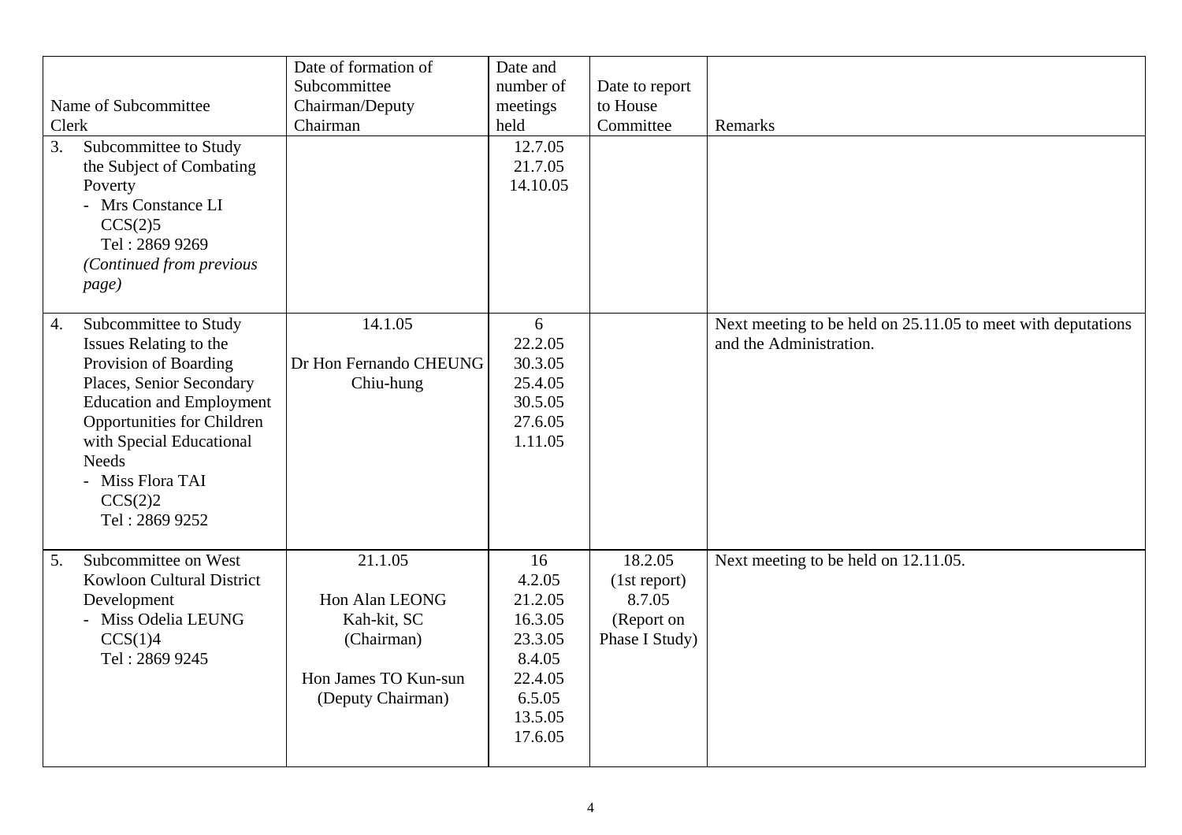| Name of Subcommittee<br>Clerk | Date of formation of Subcommittee<br>Chairman/Deputy Chairman | Date and number of meetings held | Date to report to House Committee | Remarks |
|---|---|---|---|---|
| 3. Subcommittee to Study the Subject of Combating Poverty<br>- Mrs Constance LI<br>CCS(2)5<br>Tel : 2869 9269<br>*(Continued from previous page)* | | 12.7.05<br>21.7.05<br>14.10.05 | | |
| 4. Subcommittee to Study Issues Relating to the Provision of Boarding Places, Senior Secondary Education and Employment Opportunities for Children with Special Educational Needs<br>- Miss Flora TAI<br>CCS(2)2<br>Tel : 2869 9252 | 14.1.05<br><br>Dr Hon Fernando CHEUNG Chiu-hung | 6<br>22.2.05<br>30.3.05<br>25.4.05<br>30.5.05<br>27.6.05<br>1.11.05 | | Next meeting to be held on 25.11.05 to meet with deputations and the Administration. |
| 5. Subcommittee on West Kowloon Cultural District Development<br>- Miss Odelia LEUNG<br>CCS(1)4<br>Tel : 2869 9245 | 21.1.05<br><br>Hon Alan LEONG Kah-kit, SC<br>(Chairman)<br><br>Hon James TO Kun-sun<br>(Deputy Chairman) | 16<br>4.2.05<br>21.2.05<br>16.3.05<br>23.3.05<br>8.4.05<br>22.4.05<br>6.5.05<br>13.5.05<br>17.6.05 | 18.2.05<br>(1st report)<br>8.7.05<br>(Report on Phase I Study) | Next meeting to be held on 12.11.05. |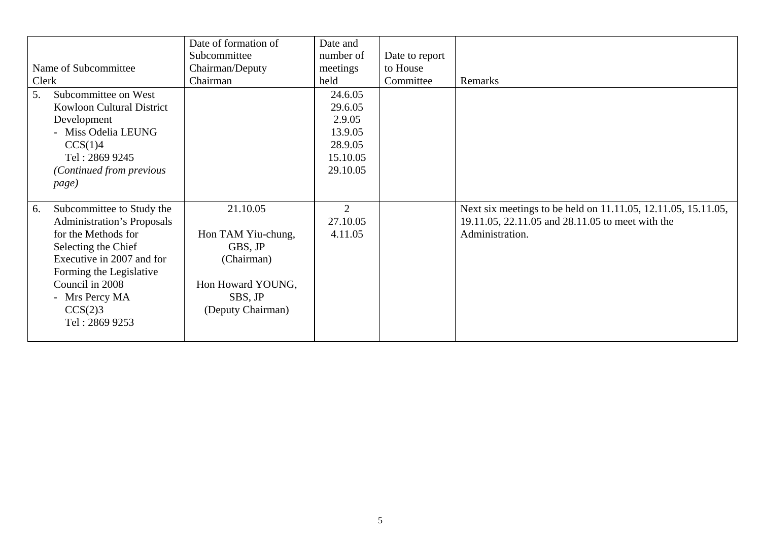| Name of Subcommittee<br>Clerk | Date of formation of Subcommittee<br>Chairman/Deputy Chairman | Date and number of meetings held | Date to report to House Committee | Remarks |
|---|---|---|---|---|
| 5. Subcommittee on West Kowloon Cultural District Development<br>- Miss Odelia LEUNG<br>CCS(1)4<br>Tel : 2869 9245<br>*(Continued from previous page)* | | 24.6.05<br>29.6.05<br>2.9.05<br>13.9.05<br>28.9.05<br>15.10.05<br>29.10.05 | | |
| 6. Subcommittee to Study the Administration's Proposals for the Methods for Selecting the Chief Executive in 2007 and for Forming the Legislative Council in 2008<br>- Mrs Percy MA<br>CCS(2)3<br>Tel : 2869 9253 | 21.10.05<br><br>Hon TAM Yiu-chung, GBS, JP<br>(Chairman)<br><br>Hon Howard YOUNG, SBS, JP<br>(Deputy Chairman) | 2<br>27.10.05<br>4.11.05 | | Next six meetings to be held on 11.11.05, 12.11.05, 15.11.05, 19.11.05, 22.11.05 and 28.11.05 to meet with the Administration. |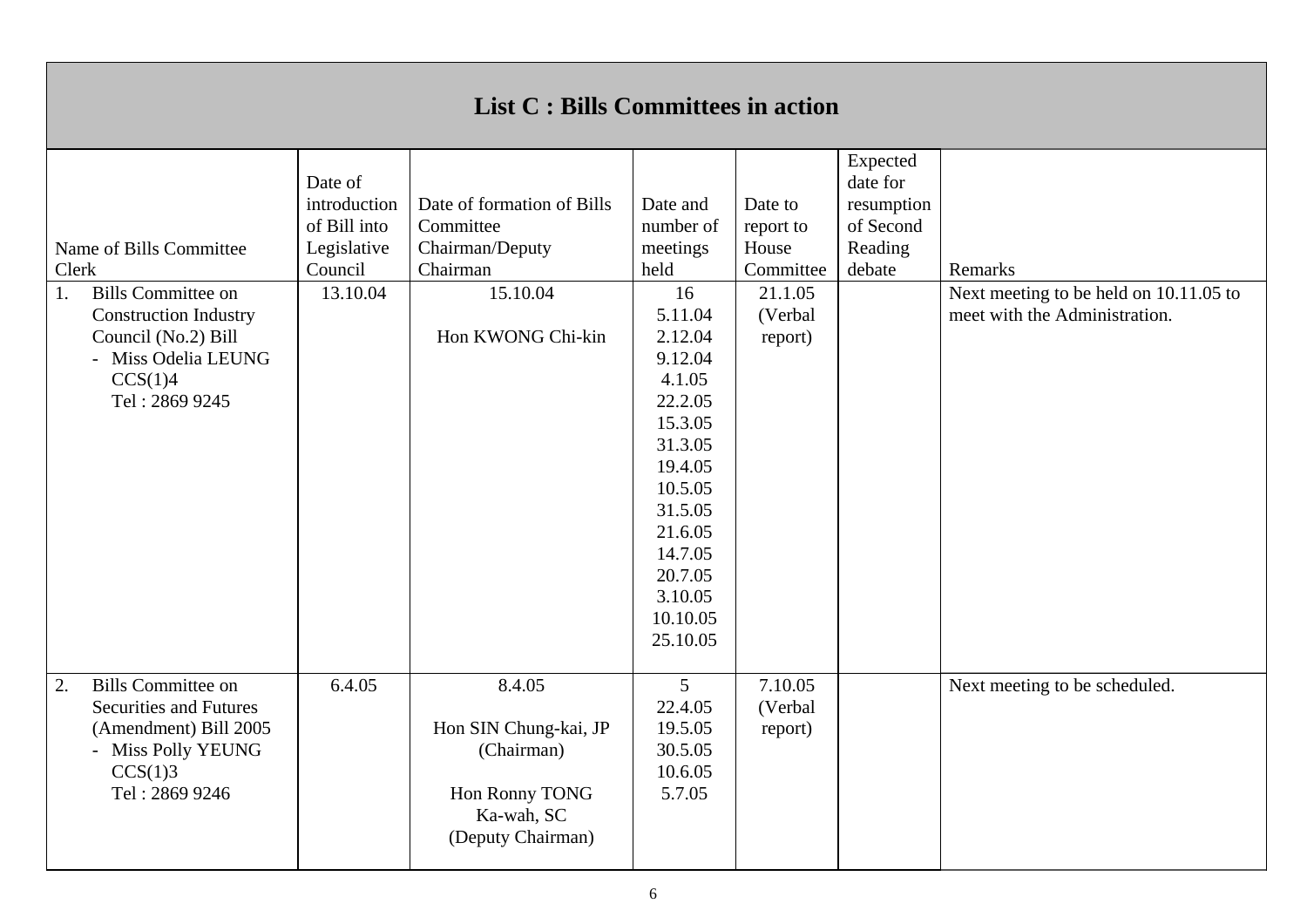## List C : Bills Committees in action

| Name of Bills Committee Clerk | Date of introduction of Bill into Legislative Council | Date of formation of Bills Committee Chairman/Deputy Chairman | Date and number of meetings held | Date to report to House Committee | Expected date for resumption of Second Reading debate | Remarks |
|---|---|---|---|---|---|---|
| 1. Bills Committee on Construction Industry Council (No.2) Bill - Miss Odelia LEUNG CCS(1)4 Tel : 2869 9245 | 13.10.04 | 15.10.04<br><br>Hon KWONG Chi-kin | 16<br>5.11.04<br>2.12.04<br>9.12.04<br>4.1.05<br>22.2.05<br>15.3.05<br>31.3.05<br>19.4.05<br>10.5.05<br>31.5.05<br>21.6.05<br>14.7.05<br>20.7.05<br>3.10.05<br>10.10.05<br>25.10.05 | 21.1.05 (Verbal report) | | Next meeting to be held on 10.11.05 to meet with the Administration. |
| 2. Bills Committee on Securities and Futures (Amendment) Bill 2005 - Miss Polly YEUNG CCS(1)3 Tel : 2869 9246 | 6.4.05 | 8.4.05<br><br>Hon SIN Chung-kai, JP (Chairman)<br><br>Hon Ronny TONG Ka-wah, SC (Deputy Chairman) | 5<br>22.4.05<br>19.5.05<br>30.5.05<br>10.6.05<br>5.7.05 | 7.10.05 (Verbal report) | | Next meeting to be scheduled. |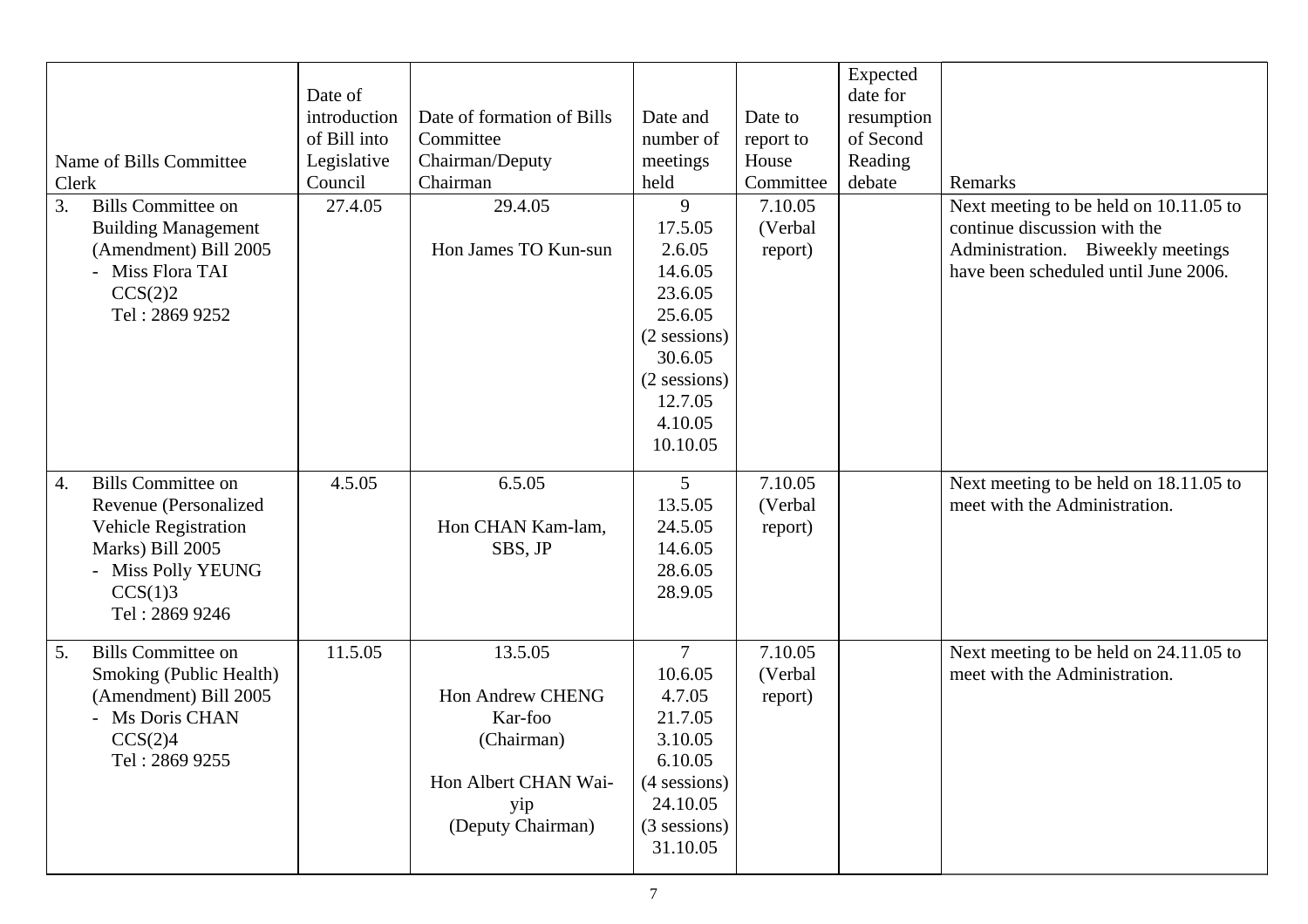| Name of Bills Committee Clerk | Date of introduction of Bill into Legislative Council | Date of formation of Bills Committee Chairman/Deputy Chairman | Date and number of meetings held | Date to report to House Committee | Expected date for resumption of Second Reading debate | Remarks |
|---|---|---|---|---|---|---|
| 3. Bills Committee on Building Management (Amendment) Bill 2005 - Miss Flora TAI CCS(2)2 Tel : 2869 9252 | 27.4.05 | 29.4.05<br><br>Hon James TO Kun-sun | 9<br>17.5.05<br>2.6.05<br>14.6.05<br>23.6.05<br>25.6.05<br>(2 sessions)<br>30.6.05<br>(2 sessions)<br>12.7.05<br>4.10.05<br>10.10.05 | 7.10.05 (Verbal report) | | Next meeting to be held on 10.11.05 to continue discussion with the Administration. Biweekly meetings have been scheduled until June 2006. |
| 4. Bills Committee on Revenue (Personalized Vehicle Registration Marks) Bill 2005 - Miss Polly YEUNG CCS(1)3 Tel : 2869 9246 | 4.5.05 | 6.5.05<br><br>Hon CHAN Kam-lam, SBS, JP | 5<br>13.5.05<br>24.5.05<br>14.6.05<br>28.6.05<br>28.9.05 | 7.10.05 (Verbal report) | | Next meeting to be held on 18.11.05 to meet with the Administration. |
| 5. Bills Committee on Smoking (Public Health) (Amendment) Bill 2005 - Ms Doris CHAN CCS(2)4 Tel : 2869 9255 | 11.5.05 | 13.5.05<br><br>Hon Andrew CHENG Kar-foo (Chairman)<br><br>Hon Albert CHAN Wai-yip (Deputy Chairman) | 7<br>10.6.05<br>4.7.05<br>21.7.05<br>3.10.05<br>6.10.05<br>(4 sessions)<br>24.10.05<br>(3 sessions)<br>31.10.05 | 7.10.05 (Verbal report) | | Next meeting to be held on 24.11.05 to meet with the Administration. |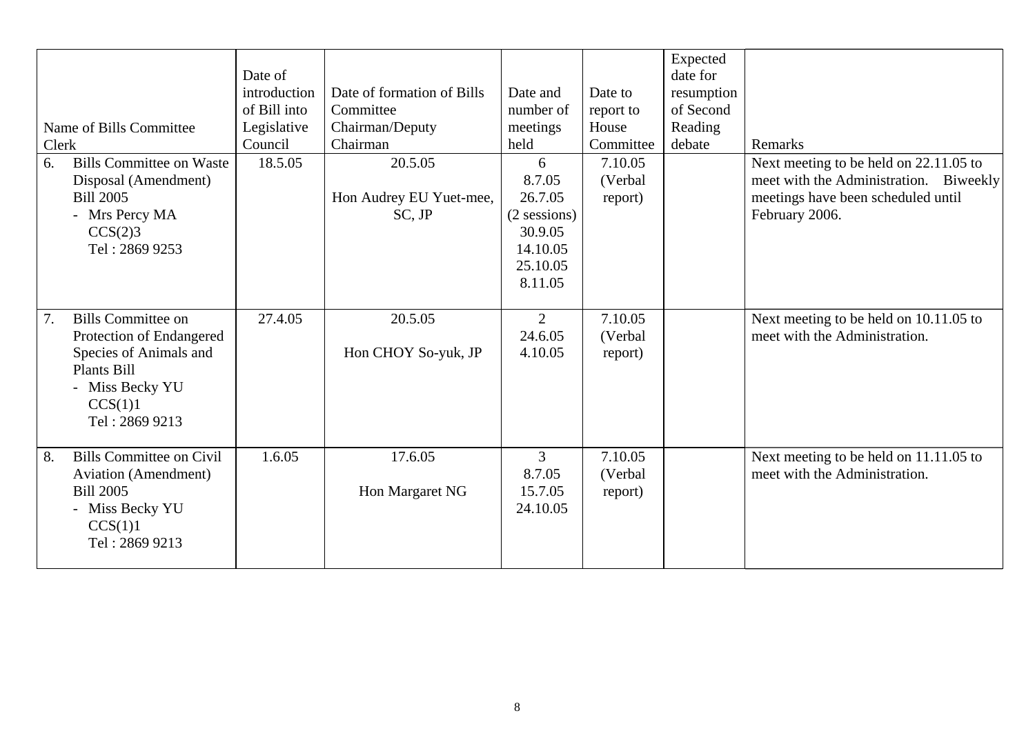| Name of Bills Committee Clerk | Date of introduction of Bill into Legislative Council | Date of formation of Bills Committee Chairman/Deputy Chairman | Date and number of meetings held | Date to report to House Committee | Expected date for resumption of Second Reading debate | Remarks |
|---|---|---|---|---|---|---|
| 6. Bills Committee on Waste Disposal (Amendment) Bill 2005<br>- Mrs Percy MA<br>CCS(2)3<br>Tel : 2869 9253 | 18.5.05 | 20.5.05<br><br>Hon Audrey EU Yuet-mee, SC, JP | 6<br>8.7.05<br>26.7.05<br>(2 sessions)<br>30.9.05<br>14.10.05<br>25.10.05<br>8.11.05 | 7.10.05<br>(Verbal report) | | Next meeting to be held on 22.11.05 to meet with the Administration. Biweekly meetings have been scheduled until February 2006. |
| 7. Bills Committee on Protection of Endangered Species of Animals and Plants Bill<br>- Miss Becky YU<br>CCS(1)1<br>Tel : 2869 9213 | 27.4.05 | 20.5.05<br><br>Hon CHOY So-yuk, JP | 2<br>24.6.05<br>4.10.05 | 7.10.05<br>(Verbal report) | | Next meeting to be held on 10.11.05 to meet with the Administration. |
| 8. Bills Committee on Civil Aviation (Amendment) Bill 2005<br>- Miss Becky YU<br>CCS(1)1<br>Tel : 2869 9213 | 1.6.05 | 17.6.05<br><br>Hon Margaret NG | 3<br>8.7.05<br>15.7.05<br>24.10.05 | 7.10.05<br>(Verbal report) | | Next meeting to be held on 11.11.05 to meet with the Administration. |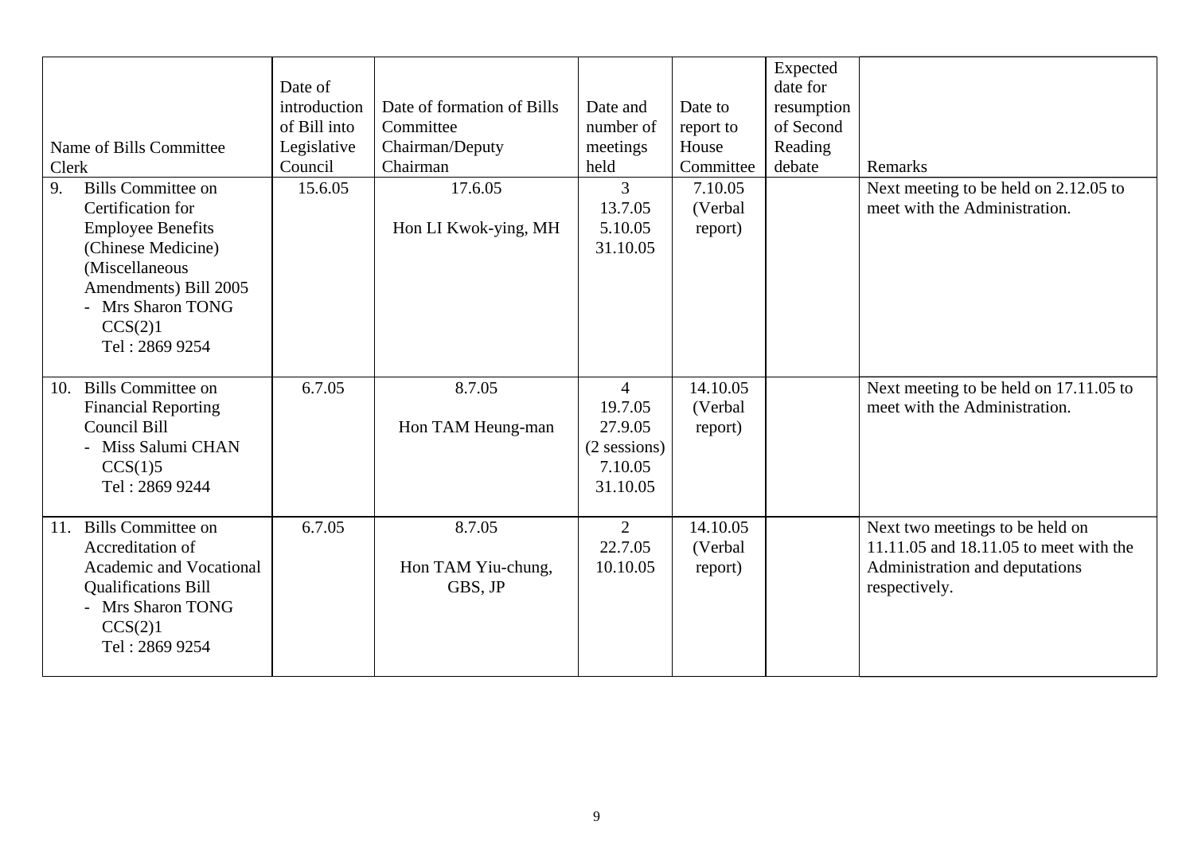| Name of Bills Committee<br>Clerk | Date of introduction of Bill into Legislative Council | Date of formation of Bills Committee<br>Chairman/Deputy Chairman | Date and number of meetings held | Date to report to House Committee | Expected date for resumption of Second Reading debate | Remarks |
|---|---|---|---|---|---|---|
| 9. Bills Committee on Certification for Employee Benefits (Chinese Medicine) (Miscellaneous Amendments) Bill 2005<br>- Mrs Sharon TONG<br>CCS(2)1<br>Tel : 2869 9254 | 15.6.05 | 17.6.05<br><br>Hon LI Kwok-ying, MH | 3<br>13.7.05<br>5.10.05<br>31.10.05 | 7.10.05<br>(Verbal report) | | Next meeting to be held on 2.12.05 to meet with the Administration. |
| 10. Bills Committee on Financial Reporting Council Bill<br>- Miss Salumi CHAN<br>CCS(1)5<br>Tel : 2869 9244 | 6.7.05 | 8.7.05<br><br>Hon TAM Heung-man | 4<br>19.7.05<br>27.9.05<br>(2 sessions)<br>7.10.05<br>31.10.05 | 14.10.05<br>(Verbal report) | | Next meeting to be held on 17.11.05 to meet with the Administration. |
| 11. Bills Committee on Accreditation of Academic and Vocational Qualifications Bill<br>- Mrs Sharon TONG<br>CCS(2)1<br>Tel : 2869 9254 | 6.7.05 | 8.7.05<br><br>Hon TAM Yiu-chung, GBS, JP | 2<br>22.7.05<br>10.10.05 | 14.10.05<br>(Verbal report) | | Next two meetings to be held on 11.11.05 and 18.11.05 to meet with the Administration and deputations respectively. |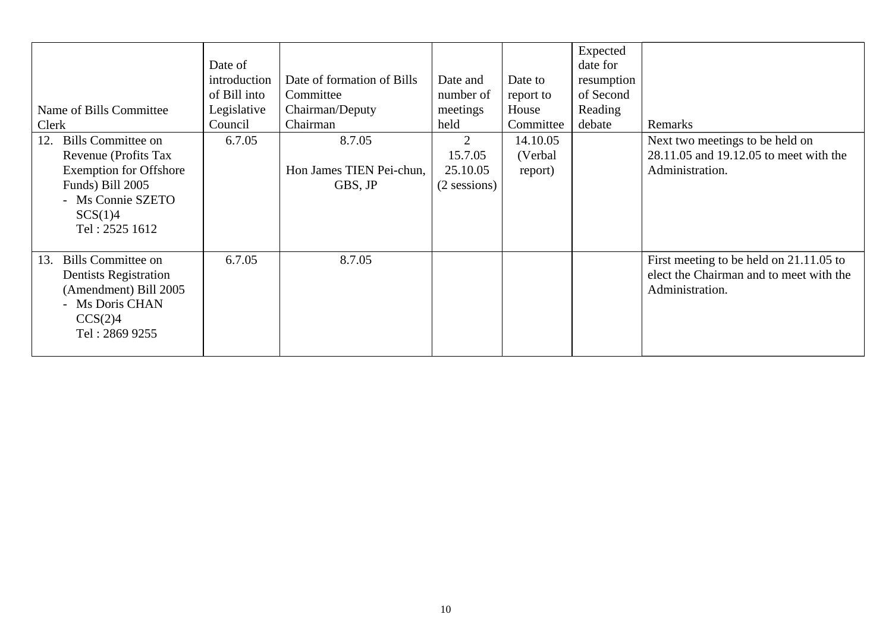| Name of Bills Committee Clerk | Date of introduction of Bill into Legislative Council | Date of formation of Bills Committee Chairman/Deputy Chairman | Date and number of meetings held | Date to report to House Committee | Expected date for resumption of Second Reading debate | Remarks |
|---|---|---|---|---|---|---|
| 12. Bills Committee on Revenue (Profits Tax Exemption for Offshore Funds) Bill 2005<br>- Ms Connie SZETO<br>SCS(1)4<br>Tel : 2525 1612 | 6.7.05 | 8.7.05<br><br>Hon James TIEN Pei-chun, GBS, JP | 2<br>15.7.05<br>25.10.05<br>(2 sessions) | 14.10.05<br>(Verbal report) | | Next two meetings to be held on 28.11.05 and 19.12.05 to meet with the Administration. |
| 13. Bills Committee on Dentists Registration (Amendment) Bill 2005<br>- Ms Doris CHAN<br>CCS(2)4<br>Tel : 2869 9255 | 6.7.05 | 8.7.05 | | | | First meeting to be held on 21.11.05 to elect the Chairman and to meet with the Administration. |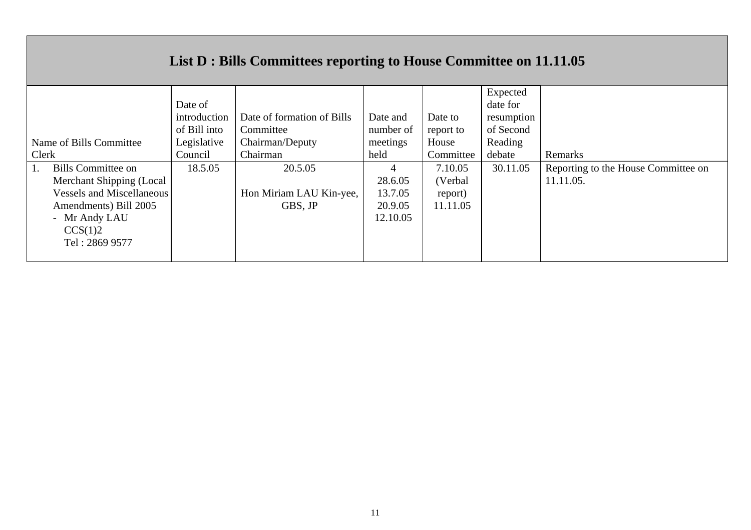## List D : Bills Committees reporting to House Committee on 11.11.05

| Name of Bills Committee<br>Clerk | Date of introduction of Bill into Legislative Council | Date of formation of Bills Committee<br>Chairman/Deputy Chairman | Date and number of meetings held | Date to report to House Committee | Expected date for resumption of Second Reading debate | Remarks |
|---|---|---|---|---|---|---|
| 1. Bills Committee on Merchant Shipping (Local Vessels and Miscellaneous Amendments) Bill 2005<br>- Mr Andy LAU<br>CCS(1)2<br>Tel : 2869 9577 | 18.5.05 | 20.5.05<br><br>Hon Miriam LAU Kin-yee, GBS, JP | 4<br>28.6.05<br>13.7.05<br>20.9.05<br>12.10.05 | 7.10.05<br>(Verbal report)<br>11.11.05 | 30.11.05 | Reporting to the House Committee on 11.11.05. |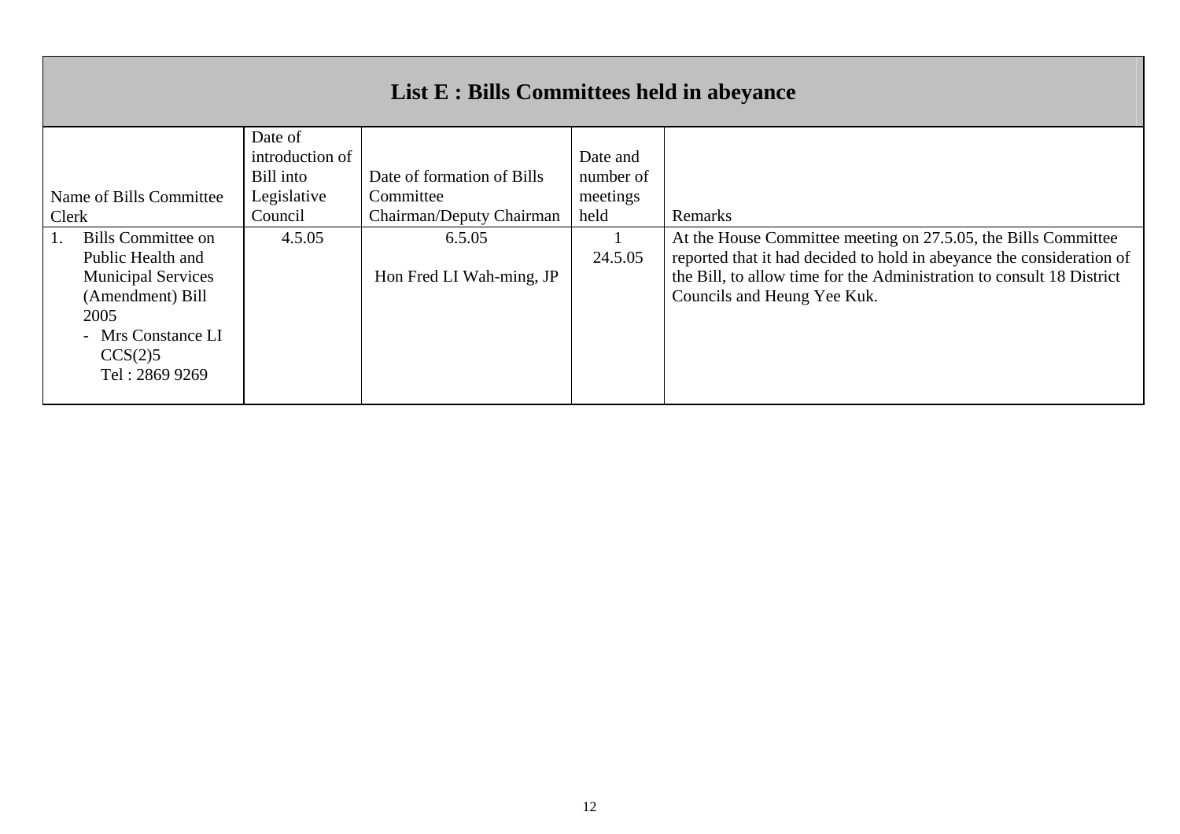## List E : Bills Committees held in abeyance

| Name of Bills Committee<br>Clerk | Date of introduction of Bill into Legislative Council | Date of formation of Bills Committee<br>Chairman/Deputy Chairman | Date and number of meetings held | Remarks |
|---|---|---|---|---|
| 1. Bills Committee on Public Health and Municipal Services (Amendment) Bill 2005<br>- Mrs Constance LI<br>CCS(2)5<br>Tel : 2869 9269 | 4.5.05 | 6.5.05<br><br>Hon Fred LI Wah-ming, JP | 1<br>24.5.05 | At the House Committee meeting on 27.5.05, the Bills Committee reported that it had decided to hold in abeyance the consideration of the Bill, to allow time for the Administration to consult 18 District Councils and Heung Yee Kuk. |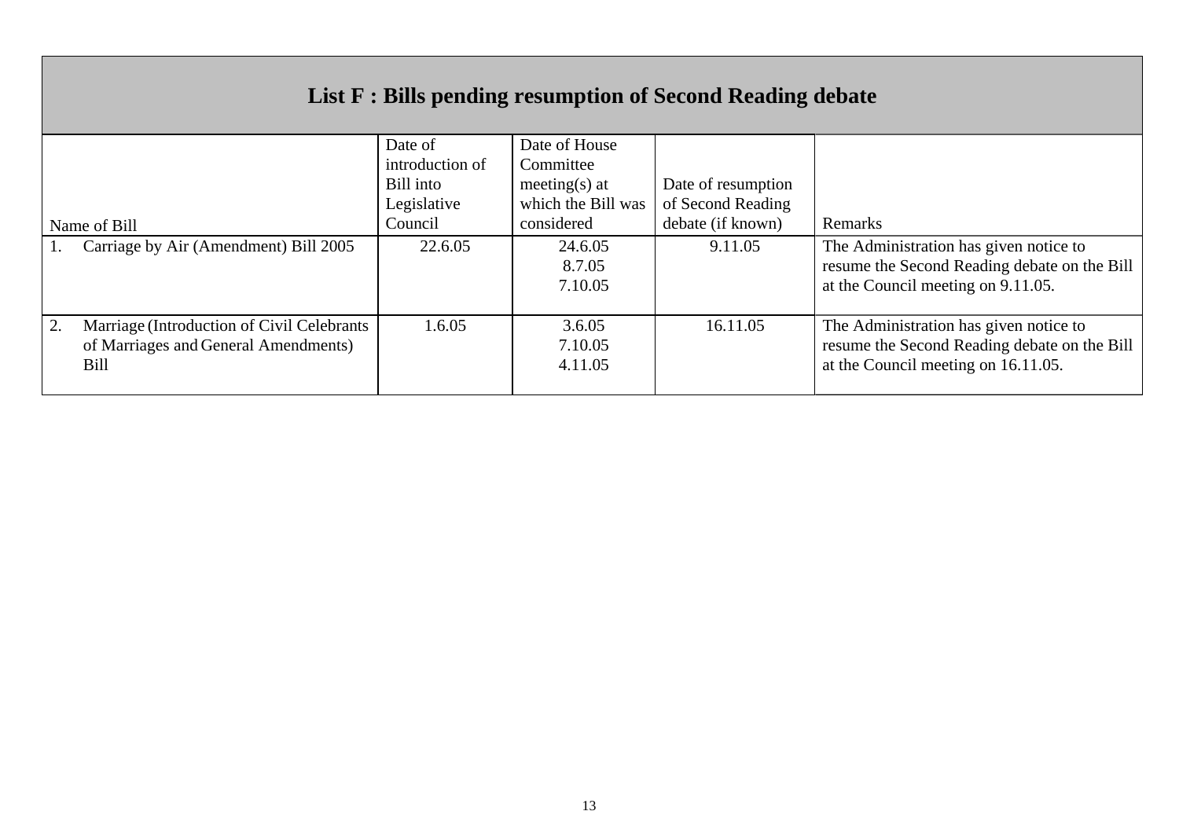## List F : Bills pending resumption of Second Reading debate

| Name of Bill | Date of introduction of Bill into Legislative Council | Date of House Committee meeting(s) at which the Bill was considered | Date of resumption of Second Reading debate (if known) | Remarks |
|---|---|---|---|---|
| 1. Carriage by Air (Amendment) Bill 2005 | 22.6.05 | 24.6.05<br>8.7.05<br>7.10.05 | 9.11.05 | The Administration has given notice to resume the Second Reading debate on the Bill at the Council meeting on 9.11.05. |
| 2. Marriage (Introduction of Civil Celebrants of Marriages and General Amendments) Bill | 1.6.05 | 3.6.05<br>7.10.05<br>4.11.05 | 16.11.05 | The Administration has given notice to resume the Second Reading debate on the Bill at the Council meeting on 16.11.05. |